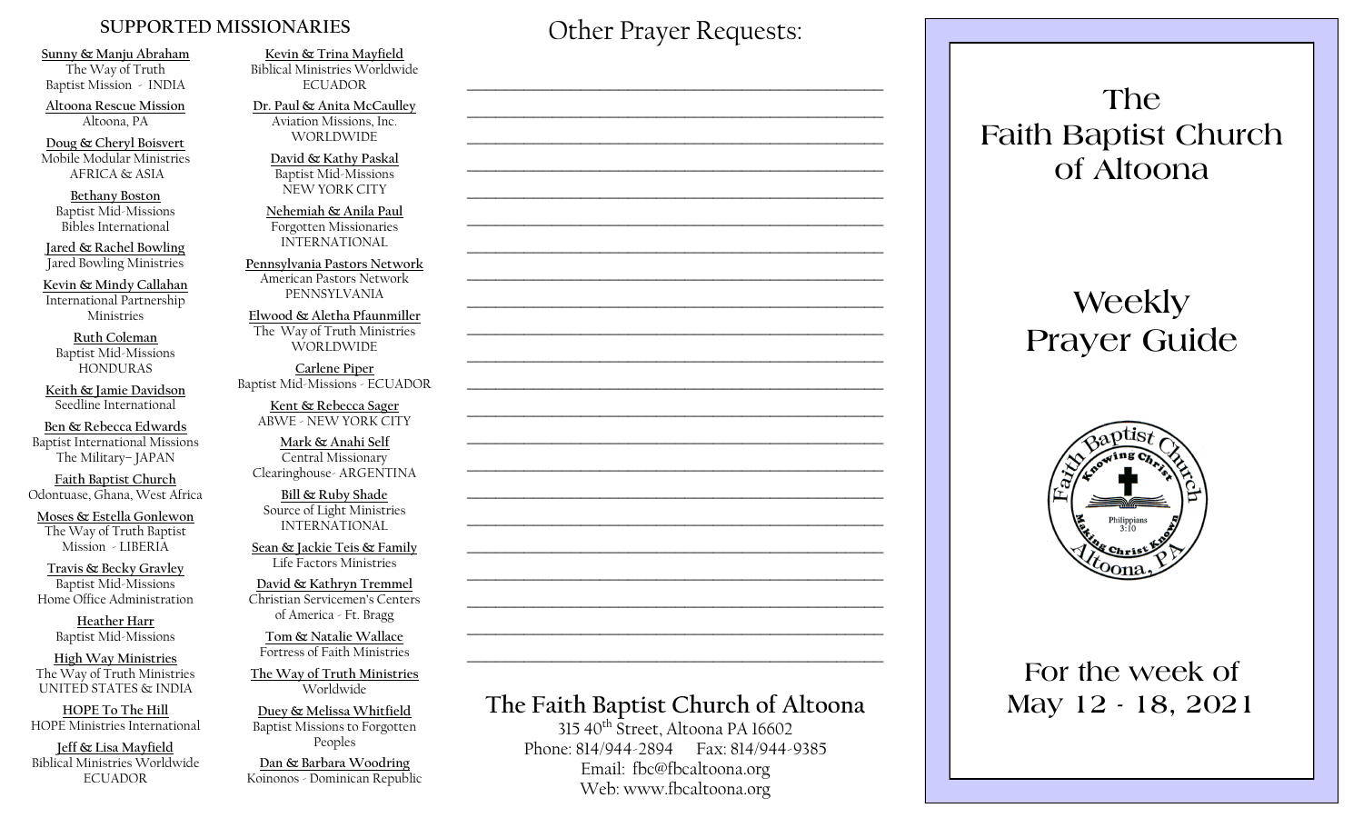## SUPPORTED MISSIONARIES

**Sunny & Manju Abraham**
The Way of Truth Baptist Mission - INDIA

**Altoona Rescue Mission**
Altoona, PA

**Doug & Cheryl Boisvert**
Mobile Modular Ministries
AFRICA & ASIA

**Bethany Boston**
Baptist Mid-Missions
Bibles International

**Jared & Rachel Bowling**
Jared Bowling Ministries

**Kevin & Mindy Callahan**
International Partnership Ministries

**Ruth Coleman**
Baptist Mid-Missions
HONDURAS

**Keith & Jamie Davidson**
Seedline International

**Ben & Rebecca Edwards**
Baptist International Missions
The Military– JAPAN

**Faith Baptist Church**
Odontuase, Ghana, West Africa

**Moses & Estella Gonlewon**
The Way of Truth Baptist Mission - LIBERIA

**Travis & Becky Gravley**
Baptist Mid-Missions
Home Office Administration

**Heather Harr**
Baptist Mid-Missions

**High Way Ministries**
The Way of Truth Ministries
UNITED STATES & INDIA

**HOPE To The Hill**
HOPE Ministries International

**Jeff & Lisa Mayfield**
Biblical Ministries Worldwide
ECUADOR

**Kevin & Trina Mayfield**
Biblical Ministries Worldwide
ECUADOR

**Dr. Paul & Anita McCaulley**
Aviation Missions, Inc.
WORLDWIDE

**David & Kathy Paskal**
Baptist Mid-Missions
NEW YORK CITY

**Nehemiah & Anila Paul**
Forgotten Missionaries
INTERNATIONAL

**Pennsylvania Pastors Network**
American Pastors Network
PENNSYLVANIA

**Elwood & Aletha Pfaunmiller**
The Way of Truth Ministries
WORLDWIDE

**Carlene Piper**
Baptist Mid-Missions - ECUADOR

**Kent & Rebecca Sager**
ABWE - NEW YORK CITY

**Mark & Anahi Self**
Central Missionary Clearinghouse- ARGENTINA

**Bill & Ruby Shade**
Source of Light Ministries
INTERNATIONAL

**Sean & Jackie Teis & Family**
Life Factors Ministries

**David & Kathryn Tremmel**
Christian Servicemen's Centers of America - Ft. Bragg

**Tom & Natalie Wallace**
Fortress of Faith Ministries

**The Way of Truth Ministries**
Worldwide

**Duey & Melissa Whitfield**
Baptist Missions to Forgotten Peoples

**Dan & Barbara Woodring**
Koinonos - Dominican Republic

## Other Prayer Requests:

______________________________________________
______________________________________________
______________________________________________
______________________________________________
______________________________________________
______________________________________________
______________________________________________
______________________________________________
______________________________________________
______________________________________________
______________________________________________
______________________________________________
______________________________________________
______________________________________________
______________________________________________
______________________________________________
______________________________________________
______________________________________________
______________________________________________
______________________________________________
______________________________________________
______________________________________________

## The Faith Baptist Church of Altoona

315 40th Street, Altoona PA 16602
Phone: 814/944-2894 Fax: 814/944-9385
Email: fbc@fbcaltoona.org
Web: www.fbcaltoona.org

# The Faith Baptist Church of Altoona

# Weekly Prayer Guide

Faith Baptist Church
Knowing Christ
Philippians 3:10
Making Christ Known
Altoona, PA

## For the week of May 12 - 18, 2021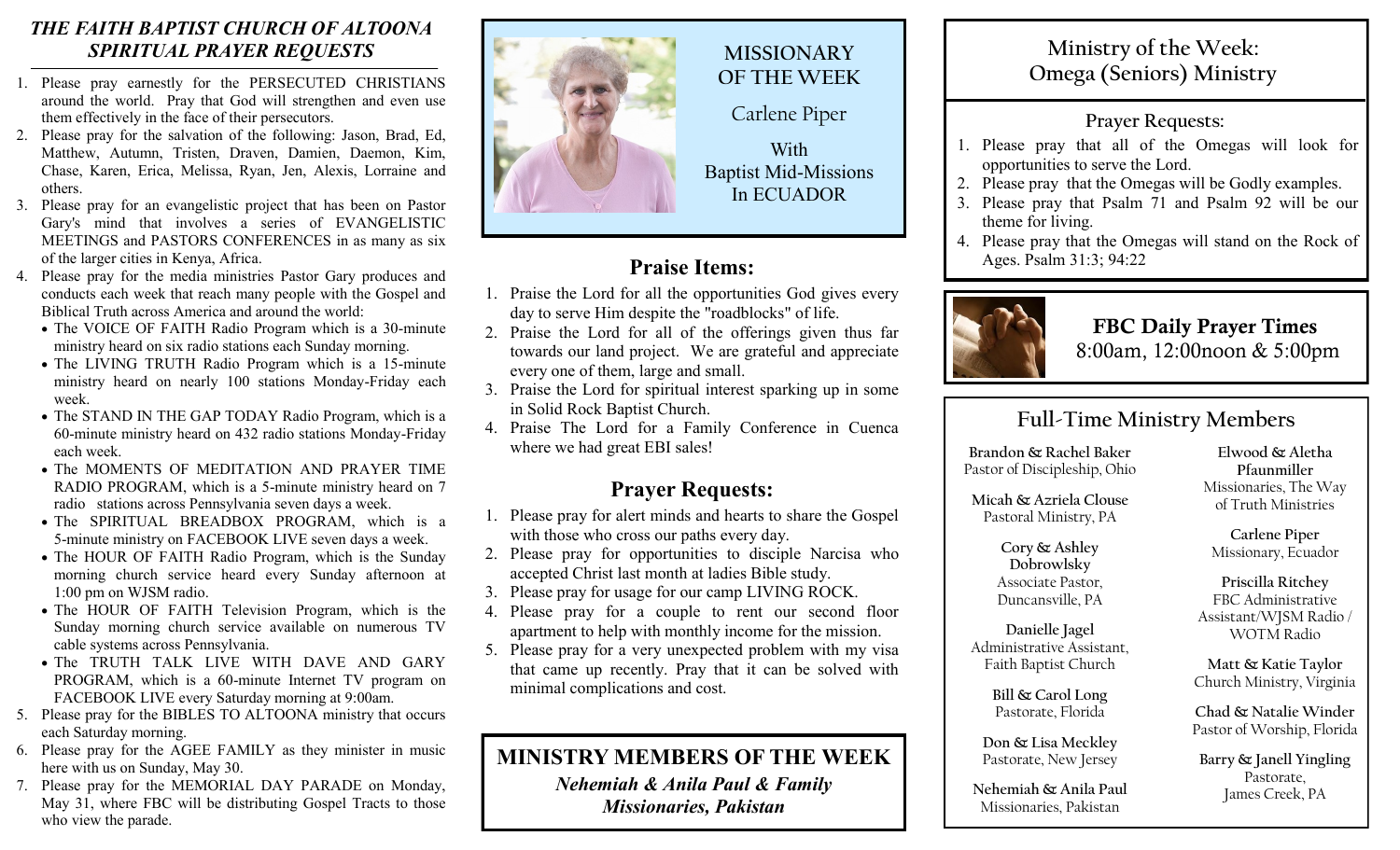## *THE FAITH BAPTIST CHURCH OF ALTOONA SPIRITUAL PRAYER REQUESTS*

1. Please pray earnestly for the PERSECUTED CHRISTIANS around the world. Pray that God will strengthen and even use them effectively in the face of their persecutors.
2. Please pray for the salvation of the following: Jason, Brad, Ed, Matthew, Autumn, Tristen, Draven, Damien, Daemon, Kim, Chase, Karen, Erica, Melissa, Ryan, Jen, Alexis, Lorraine and others.
3. Please pray for an evangelistic project that has been on Pastor Gary's mind that involves a series of EVANGELISTIC MEETINGS and PASTORS CONFERENCES in as many as six of the larger cities in Kenya, Africa.
4. Please pray for the media ministries Pastor Gary produces and conducts each week that reach many people with the Gospel and Biblical Truth across America and around the world:
   - The VOICE OF FAITH Radio Program which is a 30-minute ministry heard on six radio stations each Sunday morning.
   - The LIVING TRUTH Radio Program which is a 15-minute ministry heard on nearly 100 stations Monday-Friday each week.
   - The STAND IN THE GAP TODAY Radio Program, which is a 60-minute ministry heard on 432 radio stations Monday-Friday each week.
   - The MOMENTS OF MEDITATION AND PRAYER TIME RADIO PROGRAM, which is a 5-minute ministry heard on 7 radio stations across Pennsylvania seven days a week.
   - The SPIRITUAL BREADBOX PROGRAM, which is a 5-minute ministry on FACEBOOK LIVE seven days a week.
   - The HOUR OF FAITH Radio Program, which is the Sunday morning church service heard every Sunday afternoon at 1:00 pm on WJSM radio.
   - The HOUR OF FAITH Television Program, which is the Sunday morning church service available on numerous TV cable systems across Pennsylvania.
   - The TRUTH TALK LIVE WITH DAVE AND GARY PROGRAM, which is a 60-minute Internet TV program on FACEBOOK LIVE every Saturday morning at 9:00am.
5. Please pray for the BIBLES TO ALTOONA ministry that occurs each Saturday morning.
6. Please pray for the AGEE FAMILY as they minister in music here with us on Sunday, May 30.
7. Please pray for the MEMORIAL DAY PARADE on Monday, May 31, where FBC will be distributing Gospel Tracts to those who view the parade.

## MISSIONARY OF THE WEEK

Carlene Piper

With Baptist Mid-Missions In ECUADOR

## Praise Items:

1. Praise the Lord for all the opportunities God gives every day to serve Him despite the "roadblocks" of life.
2. Praise the Lord for all of the offerings given thus far towards our land project. We are grateful and appreciate every one of them, large and small.
3. Praise the Lord for spiritual interest sparking up in some in Solid Rock Baptist Church.
4. Praise The Lord for a Family Conference in Cuenca where we had great EBI sales!

## Prayer Requests:

1. Please pray for alert minds and hearts to share the Gospel with those who cross our paths every day.
2. Please pray for opportunities to disciple Narcisa who accepted Christ last month at ladies Bible study.
3. Please pray for usage for our camp LIVING ROCK.
4. Please pray for a couple to rent our second floor apartment to help with monthly income for the mission.
5. Please pray for a very unexpected problem with my visa that came up recently. Pray that it can be solved with minimal complications and cost.

## MINISTRY MEMBERS OF THE WEEK

*Nehemiah & Anila Paul & Family*
*Missionaries, Pakistan*

## Ministry of the Week: Omega (Seniors) Ministry

### Prayer Requests:

1. Please pray that all of the Omegas will look for opportunities to serve the Lord.
2. Please pray that the Omegas will be Godly examples.
3. Please pray that Psalm 71 and Psalm 92 will be our theme for living.
4. Please pray that the Omegas will stand on the Rock of Ages. Psalm 31:3; 94:22

## FBC Daily Prayer Times

8:00am, 12:00noon & 5:00pm

## Full-Time Ministry Members

**Brandon & Rachel Baker**
Pastor of Discipleship, Ohio

**Micah & Azriela Clouse**
Pastoral Ministry, PA

**Cory & Ashley Dobrowlsky**
Associate Pastor, Duncansville, PA

**Danielle Jagel**
Administrative Assistant, Faith Baptist Church

**Bill & Carol Long**
Pastorate, Florida

**Don & Lisa Meckley**
Pastorate, New Jersey

**Nehemiah & Anila Paul**
Missionaries, Pakistan

**Elwood & Aletha Pfaunmiller**
Missionaries, The Way of Truth Ministries

**Carlene Piper**
Missionary, Ecuador

**Priscilla Ritchey**
FBC Administrative Assistant/WJSM Radio / WOTM Radio

**Matt & Katie Taylor**
Church Ministry, Virginia

**Chad & Natalie Winder**
Pastor of Worship, Florida

**Barry & Janell Yingling**
Pastorate, James Creek, PA